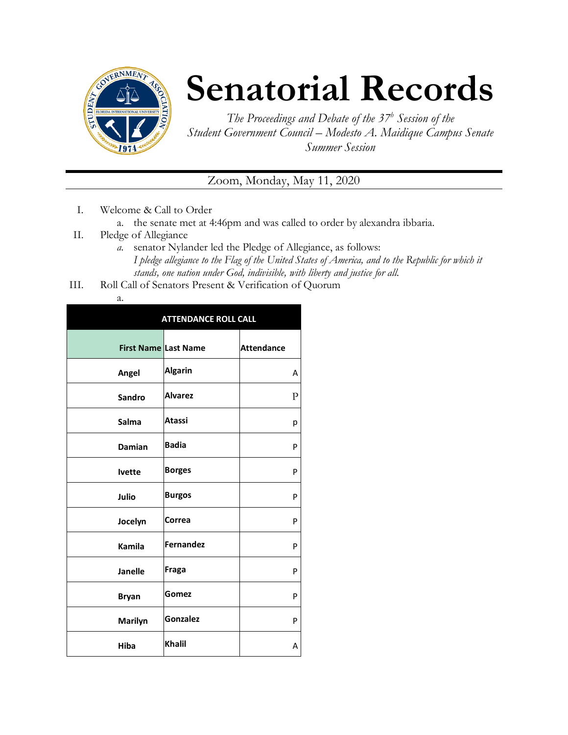# Senatorial Records

*The Proceedings and Debate of the 37[h] Session of the Student Government Council – Modesto A. Maidique Campus Senate Summer Session*

Zoom, Monday, May 11, 2020

I. Welcome & Call to Order
   a. the senate met at 4:46pm and was called to order by alexandra ibbaria.

II. Pledge of Allegiance
   a. senator Nylander led the Pledge of Allegiance, as follows:
      *I pledge allegiance to the Flag of the United States of America, and to the Republic for which it stands, one nation under God, indivisible, with liberty and justice for all.*

III. Roll Call of Senators Present & Verification of Quorum
   a.

| ATTENDANCE ROLL CALL | | |
|---|---|---|
| **First Name** | **Last Name** | **Attendance** |
| **Angel** | **Algarin** | A |
| **Sandro** | **Alvarez** | P |
| **Salma** | **Atassi** | p |
| **Damian** | **Badia** | P |
| **Ivette** | **Borges** | P |
| **Julio** | **Burgos** | P |
| **Jocelyn** | **Correa** | P |
| **Kamila** | **Fernandez** | P |
| **Janelle** | **Fraga** | P |
| **Bryan** | **Gomez** | P |
| **Marilyn** | **Gonzalez** | P |
| **Hiba** | **Khalil** | A |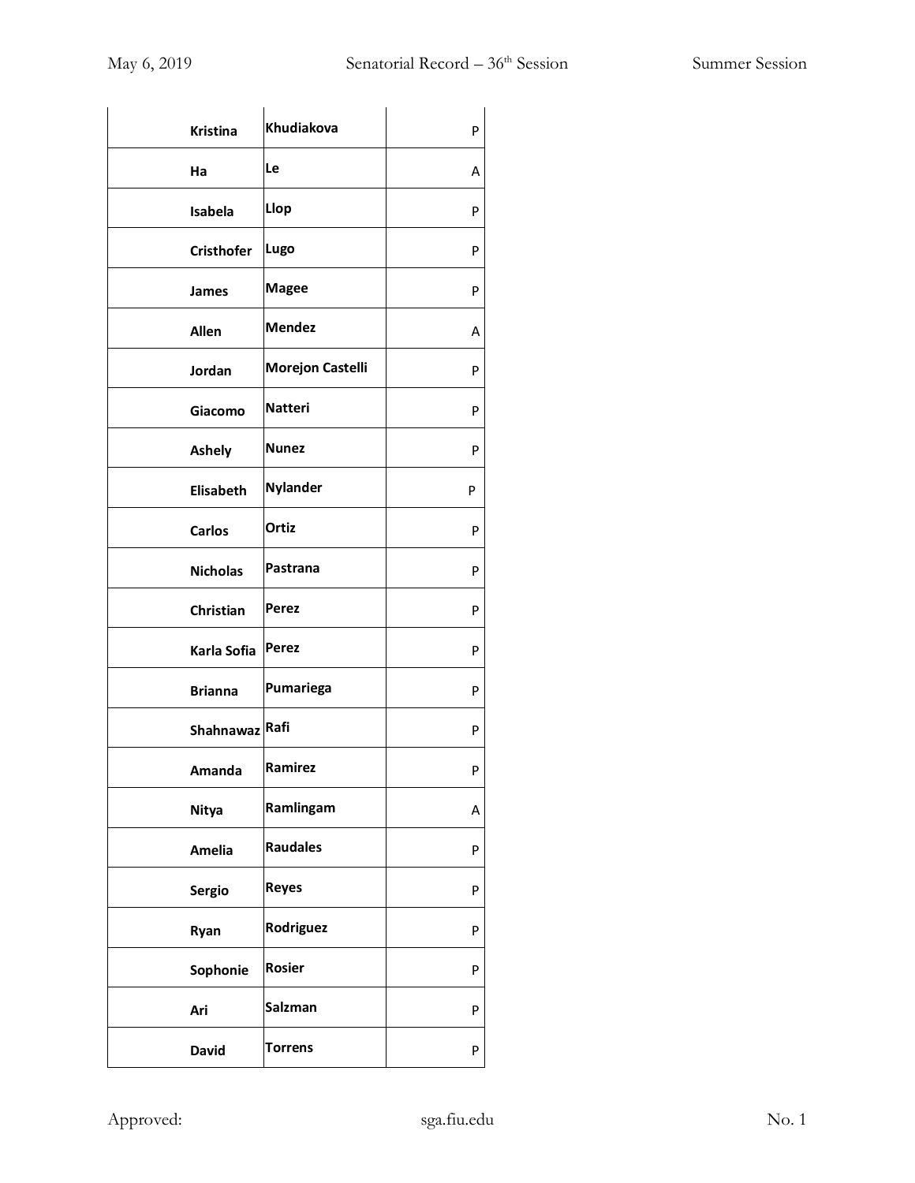| Kristina | Khudiakova | P |
| --- | --- | --- |
| Ha | Le | A |
| Isabela | Llop | P |
| Cristhofer | Lugo | P |
| James | Magee | P |
| Allen | Mendez | A |
| Jordan | Morejon Castelli | P |
| Giacomo | Natteri | P |
| Ashely | Nunez | P |
| Elisabeth | Nylander | P |
| Carlos | Ortiz | P |
| Nicholas | Pastrana | P |
| Christian | Perez | P |
| Karla Sofia | Perez | P |
| Brianna | Pumariega | P |
| Shahnawaz | Rafi | P |
| Amanda | Ramirez | P |
| Nitya | Ramlingam | A |
| Amelia | Raudales | P |
| Sergio | Reyes | P |
| Ryan | Rodriguez | P |
| Sophonie | Rosier | P |
| Ari | Salzman | P |
| David | Torrens | P |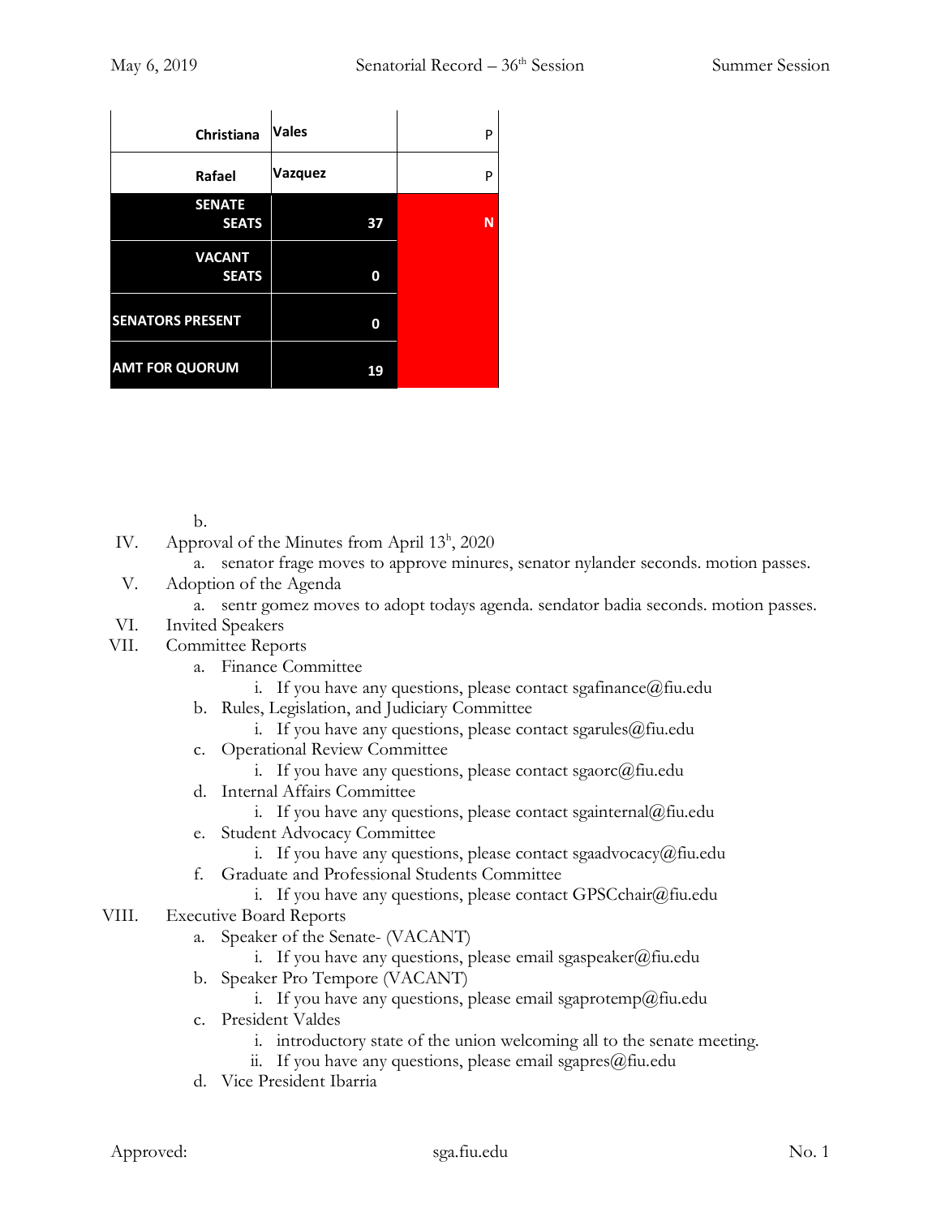| | | |
|---|---|---|
| Christiana | Vales | P |
| Rafael | Vazquez | P |
| SENATE SEATS | 37 | N |
| VACANT SEATS | 0 | |
| SENATORS PRESENT | 0 | |
| AMT FOR QUORUM | 19 | |

b.

IV. Approval of the Minutes from April 13h, 2020
  a. senator frage moves to approve minures, senator nylander seconds. motion passes.

V. Adoption of the Agenda
  a. sentr gomez moves to adopt todays agenda. sendator badia seconds. motion passes.

VI. Invited Speakers

VII. Committee Reports
  a. Finance Committee
    i. If you have any questions, please contact sgafinance@fiu.edu
  b. Rules, Legislation, and Judiciary Committee
    i. If you have any questions, please contact sgarules@fiu.edu
  c. Operational Review Committee
    i. If you have any questions, please contact sgaorc@fiu.edu
  d. Internal Affairs Committee
    i. If you have any questions, please contact sgainternal@fiu.edu
  e. Student Advocacy Committee
    i. If you have any questions, please contact sgaadvocacy@fiu.edu
  f. Graduate and Professional Students Committee
    i. If you have any questions, please contact GPSCchair@fiu.edu

VIII. Executive Board Reports
  a. Speaker of the Senate- (VACANT)
    i. If you have any questions, please email sgaspeaker@fiu.edu
  b. Speaker Pro Tempore (VACANT)
    i. If you have any questions, please email sgaprotemp@fiu.edu
  c. President Valdes
    i. introductory state of the union welcoming all to the senate meeting.
    ii. If you have any questions, please email sgapres@fiu.edu
  d. Vice President Ibarria

Approved: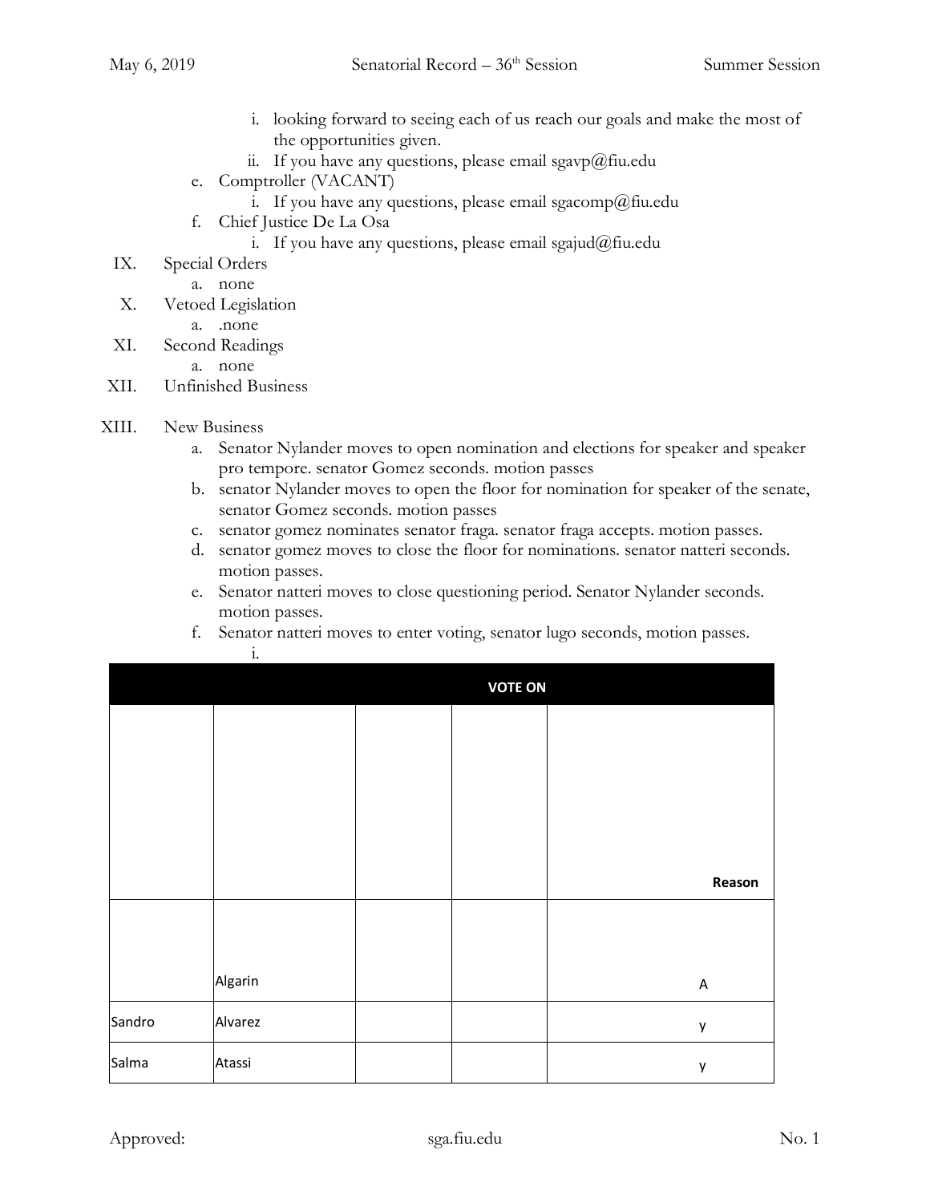i. looking forward to seeing each of us reach our goals and make the most of the opportunities given.

ii. If you have any questions, please email sgavp@fiu.edu

e. Comptroller (VACANT)

i. If you have any questions, please email sgacomp@fiu.edu

f. Chief Justice De La Osa

i. If you have any questions, please email sgajud@fiu.edu

IX. Special Orders

a. none

X. Vetoed Legislation

a. .none

XI. Second Readings

a. none

XII. Unfinished Business

XIII. New Business

a. Senator Nylander moves to open nomination and elections for speaker and speaker pro tempore. senator Gomez seconds. motion passes

b. senator Nylander moves to open the floor for nomination for speaker of the senate, senator Gomez seconds. motion passes

c. senator gomez nominates senator fraga. senator fraga accepts. motion passes.

d. senator gomez moves to close the floor for nominations. senator natteri seconds. motion passes.

e. Senator natteri moves to close questioning period. Senator Nylander seconds. motion passes.

f. Senator natteri moves to enter voting, senator lugo seconds, motion passes.

i.

| VOTE ON | | | | |
|---|---|---|---|---|
| | | | | Reason |
| | Algarin | | | A |
| Sandro | Alvarez | | | y |
| Salma | Atassi | | | y |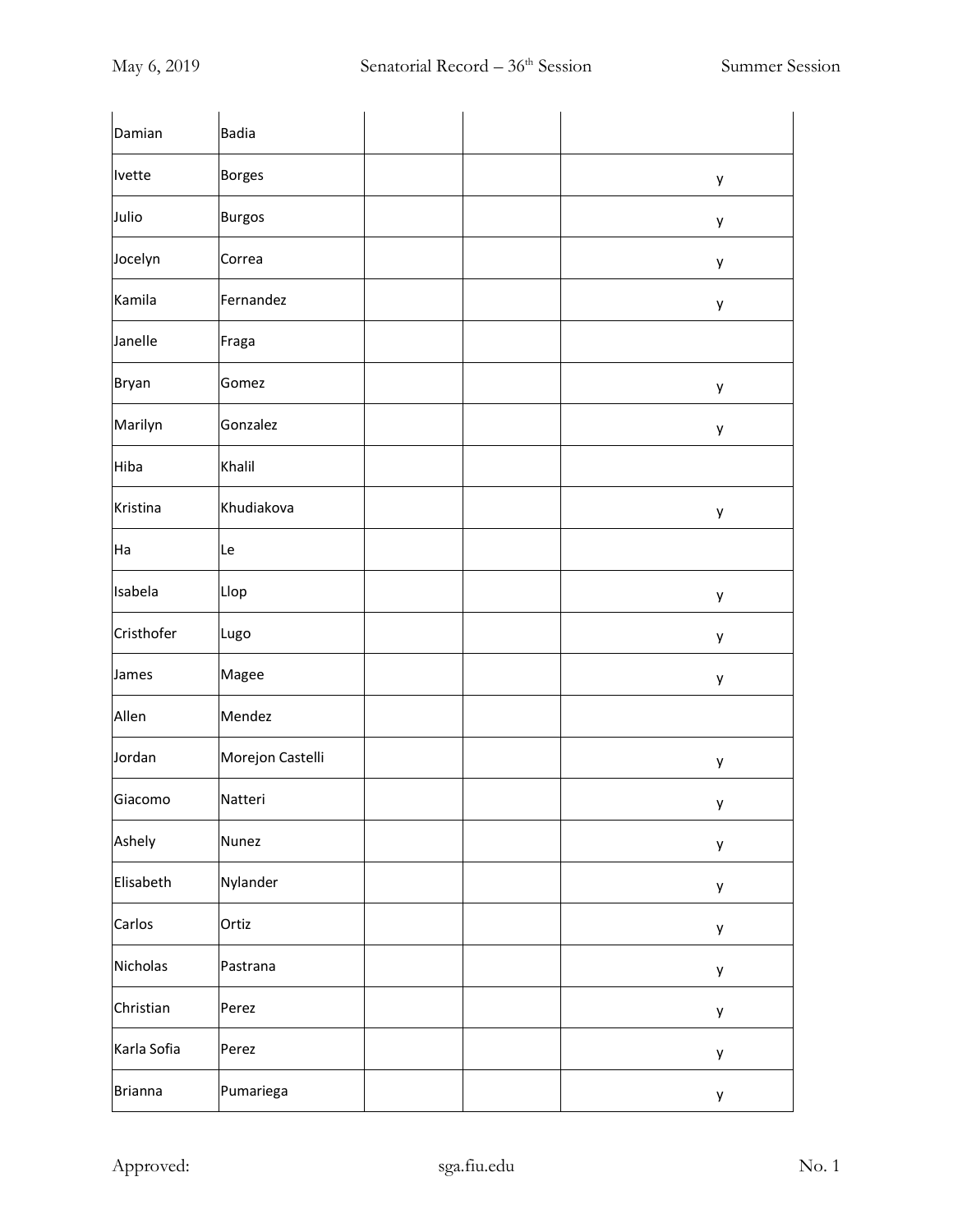| | | | | |
|---|---|---|---|---|
| Damian | Badia | | | |
| Ivette | Borges | | | y |
| Julio | Burgos | | | y |
| Jocelyn | Correa | | | y |
| Kamila | Fernandez | | | y |
| Janelle | Fraga | | | |
| Bryan | Gomez | | | y |
| Marilyn | Gonzalez | | | y |
| Hiba | Khalil | | | |
| Kristina | Khudiakova | | | y |
| Ha | Le | | | |
| Isabela | Llop | | | y |
| Cristhofer | Lugo | | | y |
| James | Magee | | | y |
| Allen | Mendez | | | |
| Jordan | Morejon Castelli | | | y |
| Giacomo | Natteri | | | y |
| Ashely | Nunez | | | y |
| Elisabeth | Nylander | | | y |
| Carlos | Ortiz | | | y |
| Nicholas | Pastrana | | | y |
| Christian | Perez | | | y |
| Karla Sofia | Perez | | | y |
| Brianna | Pumariega | | | y |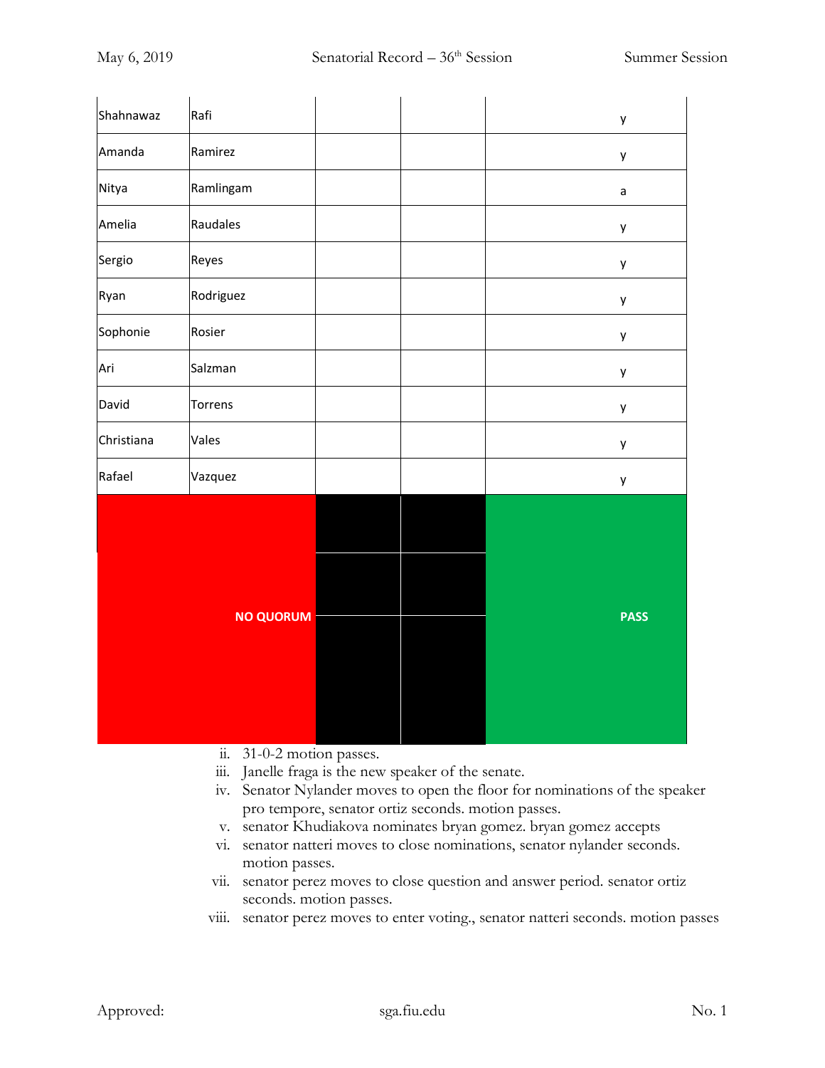| | | | | |
|---|---|---|---|---|
| Shahnawaz | Rafi | | | y |
| Amanda | Ramirez | | | y |
| Nitya | Ramlingam | | | a |
| Amelia | Raudales | | | y |
| Sergio | Reyes | | | y |
| Ryan | Rodriguez | | | y |
| Sophonie | Rosier | | | y |
| Ari | Salzman | | | y |
| David | Torrens | | | y |
| Christiana | Vales | | | y |
| Rafael | Vazquez | | | y |
| NO QUORUM | | | | PASS |

ii. 31-0-2 motion passes.

iii. Janelle fraga is the new speaker of the senate.

iv. Senator Nylander moves to open the floor for nominations of the speaker pro tempore, senator ortiz seconds. motion passes.

v. senator Khudiakova nominates bryan gomez. bryan gomez accepts

vi. senator natteri moves to close nominations, senator nylander seconds. motion passes.

vii. senator perez moves to close question and answer period. senator ortiz seconds. motion passes.

viii. senator perez moves to enter voting., senator natteri seconds. motion passes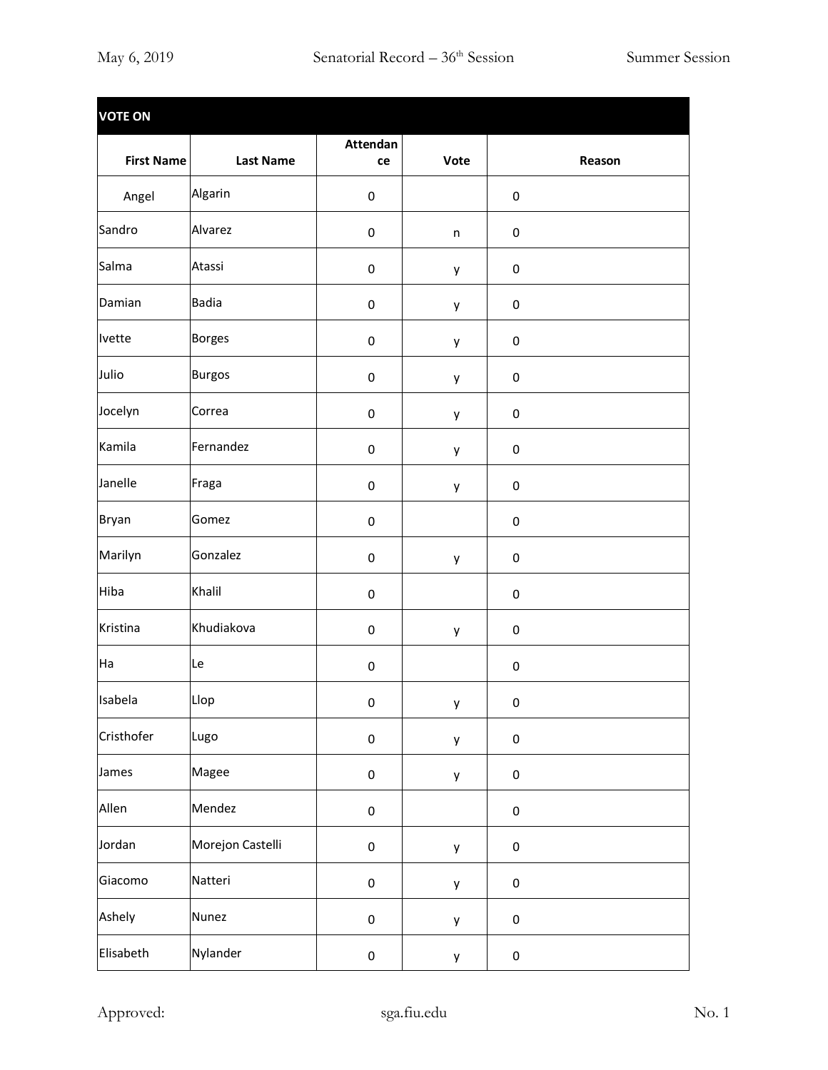| VOTE ON | | | | |
|---|---|---|---|---|
| **First Name** | **Last Name** | **Attendance** | **Vote** | **Reason** |
| Angel | Algarin | 0 | | 0 |
| Sandro | Alvarez | 0 | n | 0 |
| Salma | Atassi | 0 | y | 0 |
| Damian | Badia | 0 | y | 0 |
| Ivette | Borges | 0 | y | 0 |
| Julio | Burgos | 0 | y | 0 |
| Jocelyn | Correa | 0 | y | 0 |
| Kamila | Fernandez | 0 | y | 0 |
| Janelle | Fraga | 0 | y | 0 |
| Bryan | Gomez | 0 | | 0 |
| Marilyn | Gonzalez | 0 | y | 0 |
| Hiba | Khalil | 0 | | 0 |
| Kristina | Khudiakova | 0 | y | 0 |
| Ha | Le | 0 | | 0 |
| Isabela | Llop | 0 | y | 0 |
| Cristhofer | Lugo | 0 | y | 0 |
| James | Magee | 0 | y | 0 |
| Allen | Mendez | 0 | | 0 |
| Jordan | Morejon Castelli | 0 | y | 0 |
| Giacomo | Natteri | 0 | y | 0 |
| Ashely | Nunez | 0 | y | 0 |
| Elisabeth | Nylander | 0 | y | 0 |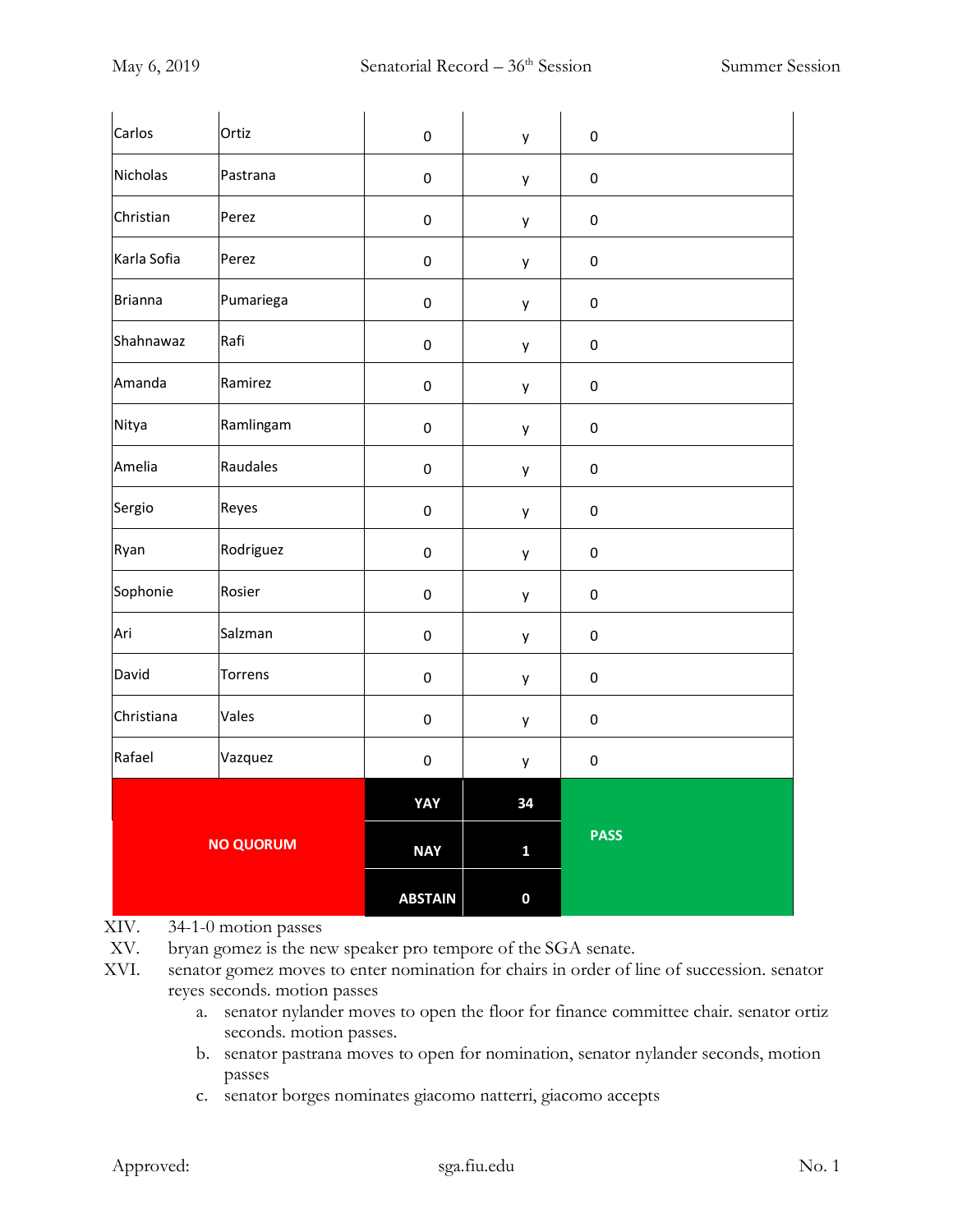| | | | | |
|---|---|---|---|---|
| Carlos | Ortiz | 0 | y | 0 |
| Nicholas | Pastrana | 0 | y | 0 |
| Christian | Perez | 0 | y | 0 |
| Karla Sofia | Perez | 0 | y | 0 |
| Brianna | Pumariega | 0 | y | 0 |
| Shahnawaz | Rafi | 0 | y | 0 |
| Amanda | Ramirez | 0 | y | 0 |
| Nitya | Ramlingam | 0 | y | 0 |
| Amelia | Raudales | 0 | y | 0 |
| Sergio | Reyes | 0 | y | 0 |
| Ryan | Rodriguez | 0 | y | 0 |
| Sophonie | Rosier | 0 | y | 0 |
| Ari | Salzman | 0 | y | 0 |
| David | Torrens | 0 | y | 0 |
| Christiana | Vales | 0 | y | 0 |
| Rafael | Vazquez | 0 | y | 0 |
| **NO QUORUM** | | **YAY** | **34** | **PASS** |
| | | **NAY** | **1** | |
| | | **ABSTAIN** | **0** | |

XIV. 34-1-0 motion passes

XV. bryan gomez is the new speaker pro tempore of the SGA senate.

XVI. senator gomez moves to enter nomination for chairs in order of line of succession. senator reyes seconds. motion passes

a. senator nylander moves to open the floor for finance committee chair. senator ortiz seconds. motion passes.

b. senator pastrana moves to open for nomination, senator nylander seconds, motion passes

c. senator borges nominates giacomo natterri, giacomo accepts

Approved: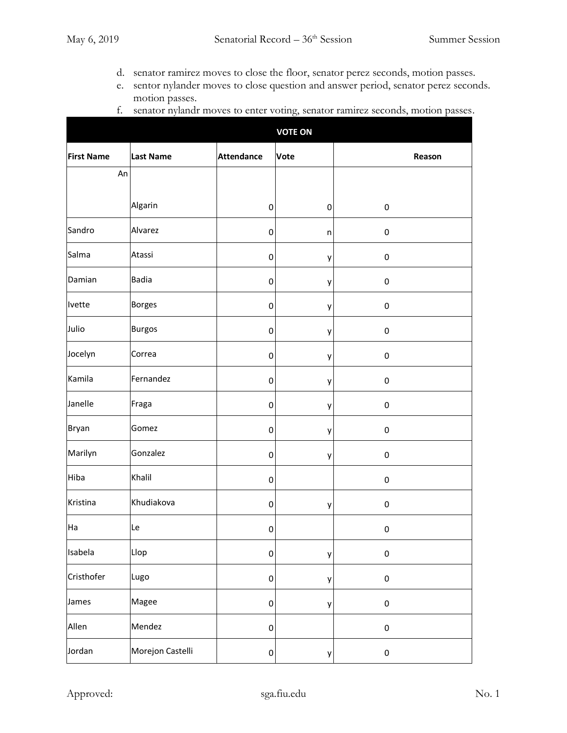d. senator ramirez moves to close the floor, senator perez seconds, motion passes.
e. sentor nylander moves to close question and answer period, senator perez seconds. motion passes.
f. senator nylandr moves to enter voting, senator ramirez seconds, motion passes.

| VOTE ON | | | | |
|---|---|---|---|---|
| **First Name** | **Last Name** | **Attendance** | **Vote** | **Reason** |
| An | Algarin | 0 | 0 | 0 |
| Sandro | Alvarez | 0 | n | 0 |
| Salma | Atassi | 0 | y | 0 |
| Damian | Badia | 0 | y | 0 |
| Ivette | Borges | 0 | y | 0 |
| Julio | Burgos | 0 | y | 0 |
| Jocelyn | Correa | 0 | y | 0 |
| Kamila | Fernandez | 0 | y | 0 |
| Janelle | Fraga | 0 | y | 0 |
| Bryan | Gomez | 0 | y | 0 |
| Marilyn | Gonzalez | 0 | y | 0 |
| Hiba | Khalil | 0 | | 0 |
| Kristina | Khudiakova | 0 | y | 0 |
| Ha | Le | 0 | | 0 |
| Isabela | Llop | 0 | y | 0 |
| Cristhofer | Lugo | 0 | y | 0 |
| James | Magee | 0 | y | 0 |
| Allen | Mendez | 0 | | 0 |
| Jordan | Morejon Castelli | 0 | y | 0 |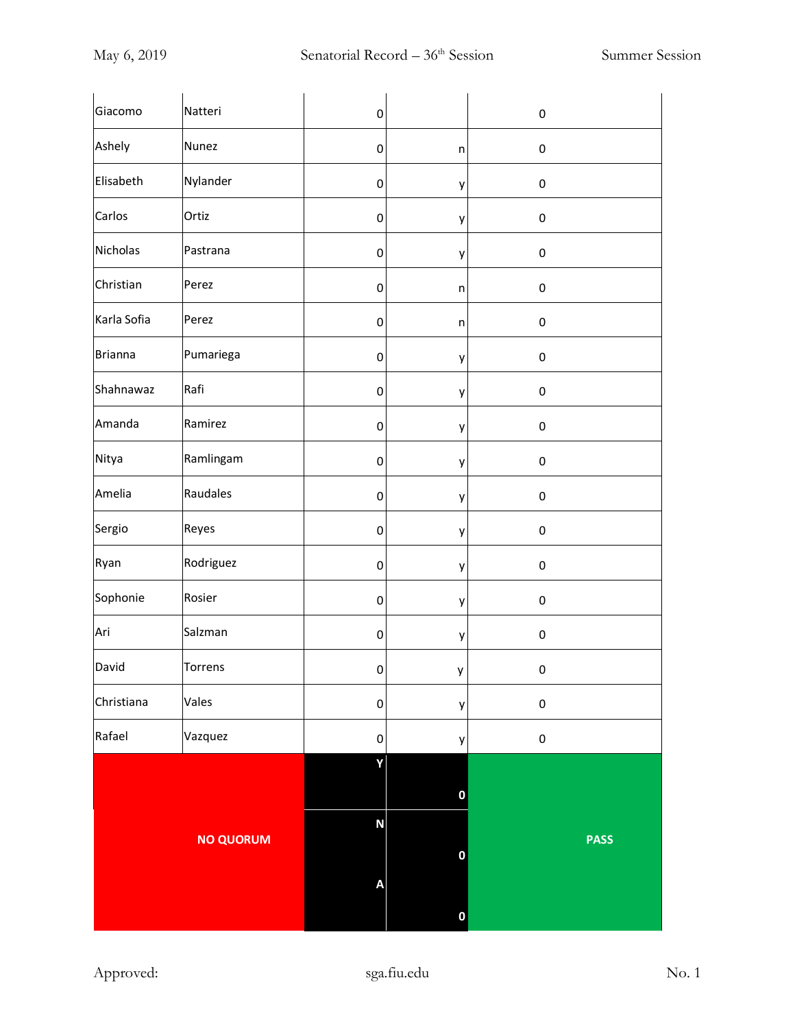| | | | | |
|---|---|---|---|---|
| Giacomo | Natteri | 0 | | 0 |
| Ashely | Nunez | 0 | n | 0 |
| Elisabeth | Nylander | 0 | y | 0 |
| Carlos | Ortiz | 0 | y | 0 |
| Nicholas | Pastrana | 0 | y | 0 |
| Christian | Perez | 0 | n | 0 |
| Karla Sofia | Perez | 0 | n | 0 |
| Brianna | Pumariega | 0 | y | 0 |
| Shahnawaz | Rafi | 0 | y | 0 |
| Amanda | Ramirez | 0 | y | 0 |
| Nitya | Ramlingam | 0 | y | 0 |
| Amelia | Raudales | 0 | y | 0 |
| Sergio | Reyes | 0 | y | 0 |
| Ryan | Rodriguez | 0 | y | 0 |
| Sophonie | Rosier | 0 | y | 0 |
| Ari | Salzman | 0 | y | 0 |
| David | Torrens | 0 | y | 0 |
| Christiana | Vales | 0 | y | 0 |
| Rafael | Vazquez | 0 | y | 0 |
| **NO QUORUM** | | **Y** | **0** | **PASS** |
| | | **N** | **0** | |
| | | **A** | **0** | |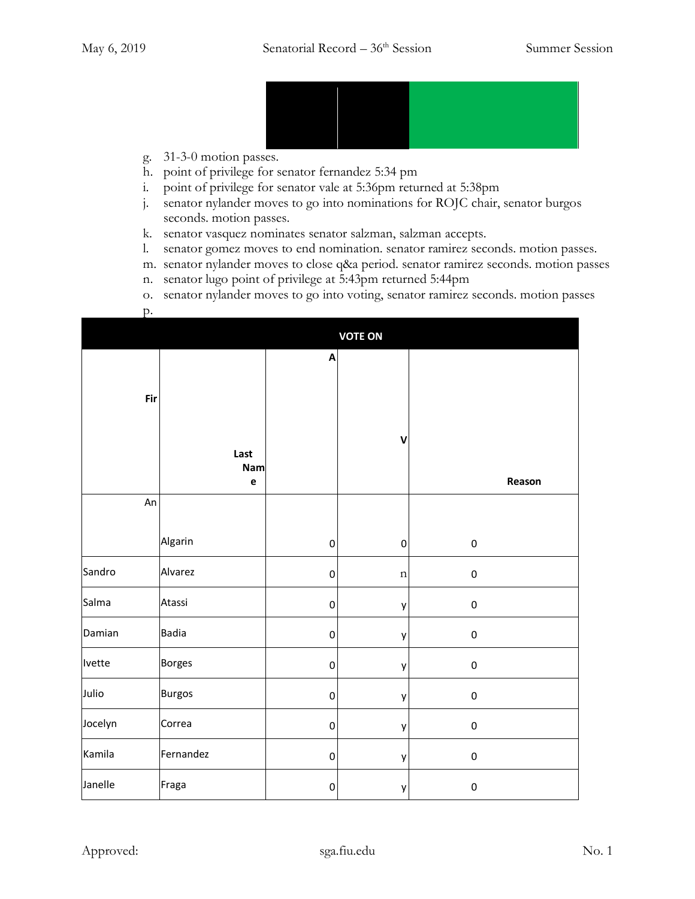g. 31-3-0 motion passes.
h. point of privilege for senator fernandez 5:34 pm
i. point of privilege for senator vale at 5:36pm returned at 5:38pm
j. senator nylander moves to go into nominations for ROJC chair, senator burgos seconds. motion passes.
k. senator vasquez nominates senator salzman, salzman accepts.
l. senator gomez moves to end nomination. senator ramirez seconds. motion passes.
m. senator nylander moves to close q&a period. senator ramirez seconds. motion passes
n. senator lugo point of privilege at 5:43pm returned 5:44pm
o. senator nylander moves to go into voting, senator ramirez seconds. motion passes
p.

| VOTE ON | | | | |
|---|---|---|---|---|
| Fir | Last Name | A | V | Reason |
| An | Algarin | 0 | 0 | 0 |
| Sandro | Alvarez | 0 | n | 0 |
| Salma | Atassi | 0 | y | 0 |
| Damian | Badia | 0 | y | 0 |
| Ivette | Borges | 0 | y | 0 |
| Julio | Burgos | 0 | y | 0 |
| Jocelyn | Correa | 0 | y | 0 |
| Kamila | Fernandez | 0 | y | 0 |
| Janelle | Fraga | 0 | y | 0 |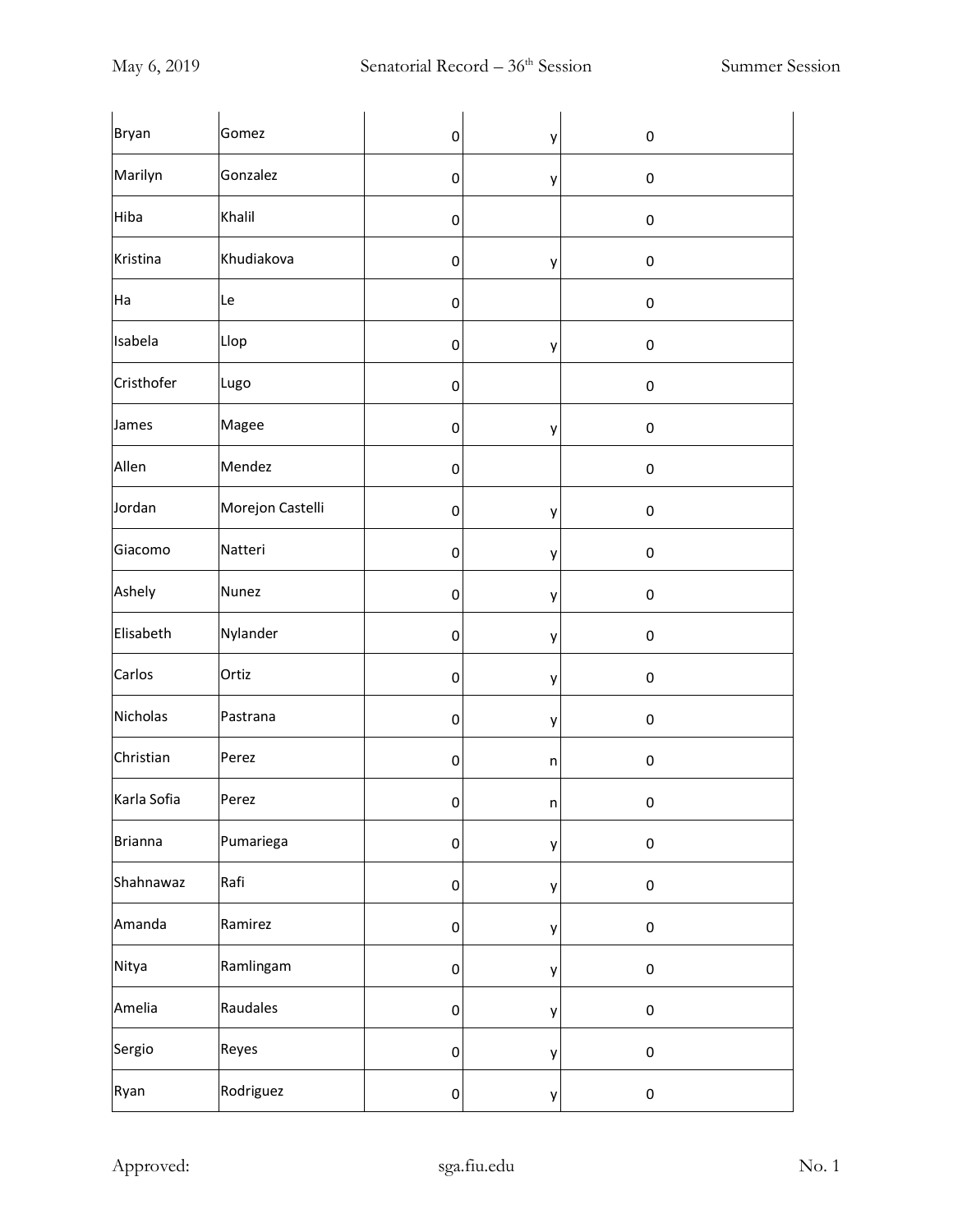| Bryan | Gomez | 0 | y | 0 |
|---|---|---|---|---|
| Marilyn | Gonzalez | 0 | y | 0 |
| Hiba | Khalil | 0 | | 0 |
| Kristina | Khudiakova | 0 | y | 0 |
| Ha | Le | 0 | | 0 |
| Isabela | Llop | 0 | y | 0 |
| Cristhofer | Lugo | 0 | | 0 |
| James | Magee | 0 | y | 0 |
| Allen | Mendez | 0 | | 0 |
| Jordan | Morejon Castelli | 0 | y | 0 |
| Giacomo | Natteri | 0 | y | 0 |
| Ashely | Nunez | 0 | y | 0 |
| Elisabeth | Nylander | 0 | y | 0 |
| Carlos | Ortiz | 0 | y | 0 |
| Nicholas | Pastrana | 0 | y | 0 |
| Christian | Perez | 0 | n | 0 |
| Karla Sofia | Perez | 0 | n | 0 |
| Brianna | Pumariega | 0 | y | 0 |
| Shahnawaz | Rafi | 0 | y | 0 |
| Amanda | Ramirez | 0 | y | 0 |
| Nitya | Ramlingam | 0 | y | 0 |
| Amelia | Raudales | 0 | y | 0 |
| Sergio | Reyes | 0 | y | 0 |
| Ryan | Rodriguez | 0 | y | 0 |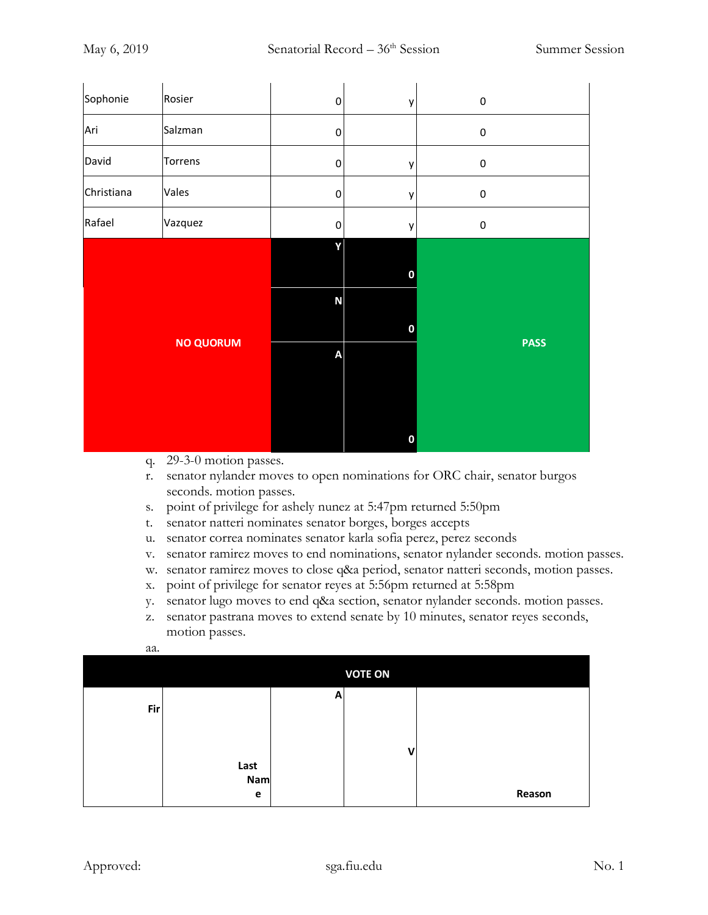| Sophonie | Rosier | 0 | y | 0 |
|---|---|---|---|---|
| Ari | Salzman | 0 | | 0 |
| David | Torrens | 0 | y | 0 |
| Christiana | Vales | 0 | y | 0 |
| Rafael | Vazquez | 0 | y | 0 |
| NO QUORUM | | Y | 0 | PASS |
| | | N | 0 | |
| | | A | 0 | |

q. 29-3-0 motion passes.
r. senator nylander moves to open nominations for ORC chair, senator burgos seconds. motion passes.
s. point of privilege for ashely nunez at 5:47pm returned 5:50pm
t. senator natteri nominates senator borges, borges accepts
u. senator correa nominates senator karla sofia perez, perez seconds
v. senator ramirez moves to end nominations, senator nylander seconds. motion passes.
w. senator ramirez moves to close q&a period, senator natteri seconds, motion passes.
x. point of privilege for senator reyes at 5:56pm returned at 5:58pm
y. senator lugo moves to end q&a section, senator nylander seconds. motion passes.
z. senator pastrana moves to extend senate by 10 minutes, senator reyes seconds, motion passes.

aa.

| VOTE ON | | | | |
|---|---|---|---|---|
| Fir | Last Nam e | A | V | Reason |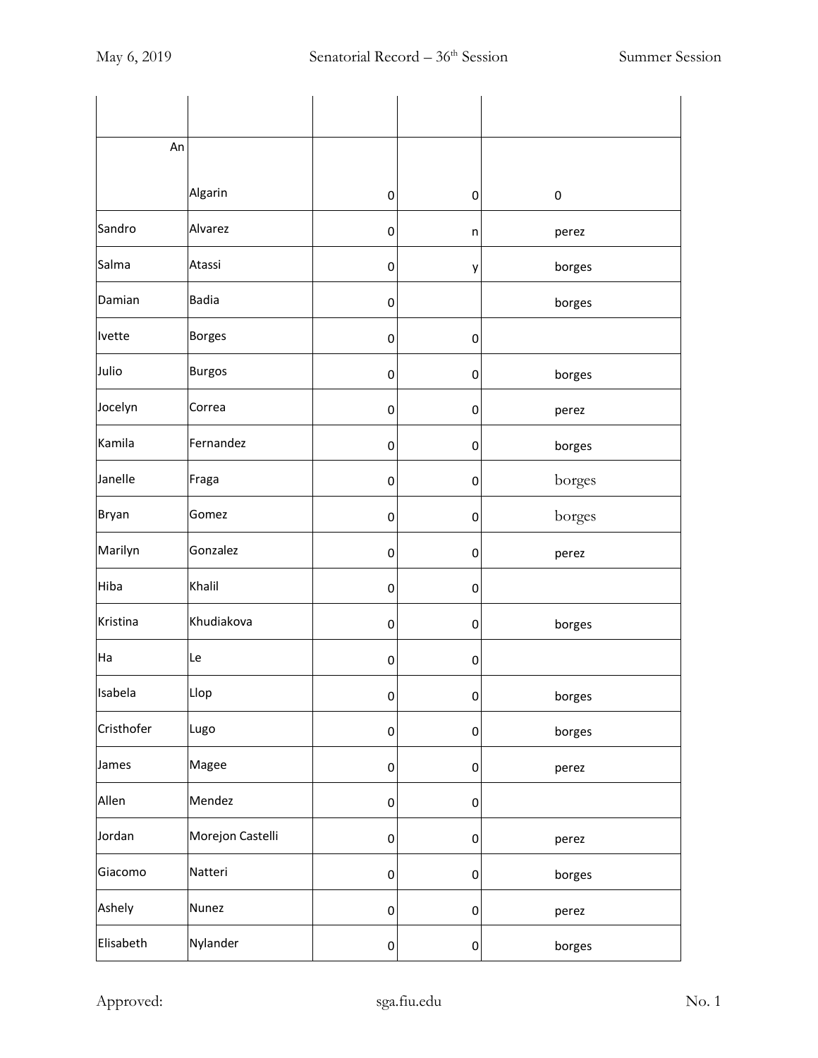| | | | | |
|---|---|---|---|---|
| An | Algarin | 0 | 0 | 0 |
| Sandro | Alvarez | 0 | n | perez |
| Salma | Atassi | 0 | y | borges |
| Damian | Badia | 0 | | borges |
| Ivette | Borges | 0 | 0 | |
| Julio | Burgos | 0 | 0 | borges |
| Jocelyn | Correa | 0 | 0 | perez |
| Kamila | Fernandez | 0 | 0 | borges |
| Janelle | Fraga | 0 | 0 | borges |
| Bryan | Gomez | 0 | 0 | borges |
| Marilyn | Gonzalez | 0 | 0 | perez |
| Hiba | Khalil | 0 | 0 | |
| Kristina | Khudiakova | 0 | 0 | borges |
| Ha | Le | 0 | 0 | |
| Isabela | Llop | 0 | 0 | borges |
| Cristhofer | Lugo | 0 | 0 | borges |
| James | Magee | 0 | 0 | perez |
| Allen | Mendez | 0 | 0 | |
| Jordan | Morejon Castelli | 0 | 0 | perez |
| Giacomo | Natteri | 0 | 0 | borges |
| Ashely | Nunez | 0 | 0 | perez |
| Elisabeth | Nylander | 0 | 0 | borges |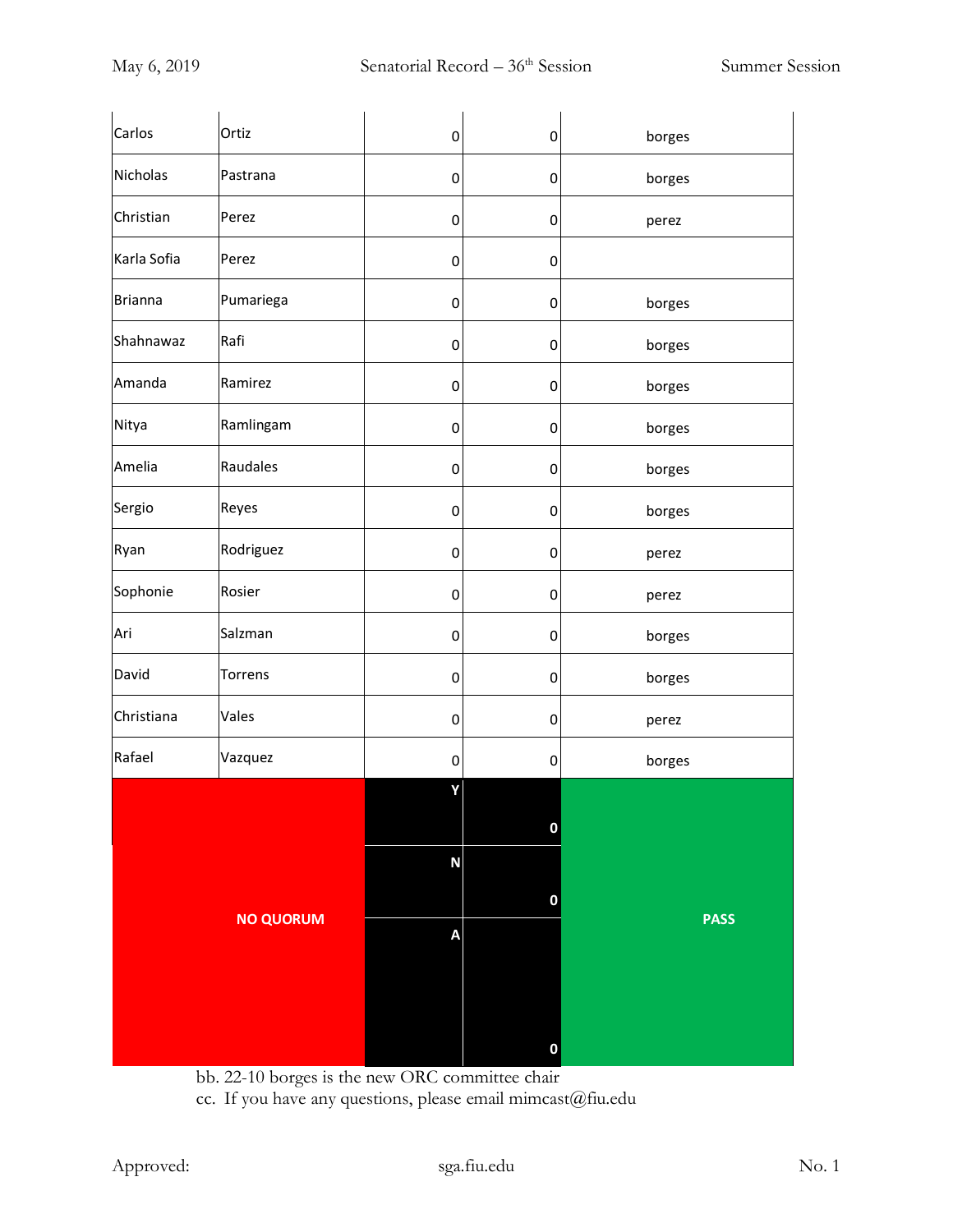| | | | | |
|---|---|---|---|---|
| Carlos | Ortiz | 0 | 0 | borges |
| Nicholas | Pastrana | 0 | 0 | borges |
| Christian | Perez | 0 | 0 | perez |
| Karla Sofia | Perez | 0 | 0 | |
| Brianna | Pumariega | 0 | 0 | borges |
| Shahnawaz | Rafi | 0 | 0 | borges |
| Amanda | Ramirez | 0 | 0 | borges |
| Nitya | Ramlingam | 0 | 0 | borges |
| Amelia | Raudales | 0 | 0 | borges |
| Sergio | Reyes | 0 | 0 | borges |
| Ryan | Rodriguez | 0 | 0 | perez |
| Sophonie | Rosier | 0 | 0 | perez |
| Ari | Salzman | 0 | 0 | borges |
| David | Torrens | 0 | 0 | borges |
| Christiana | Vales | 0 | 0 | perez |
| Rafael | Vazquez | 0 | 0 | borges |
| **NO QUORUM** | | **Y** | **0** | **PASS** |
| | | **N** | **0** | |
| | | **A** | **0** | |

bb. 22-10 borges is the new ORC committee chair

cc. If you have any questions, please email mimcast@fiu.edu

Approved: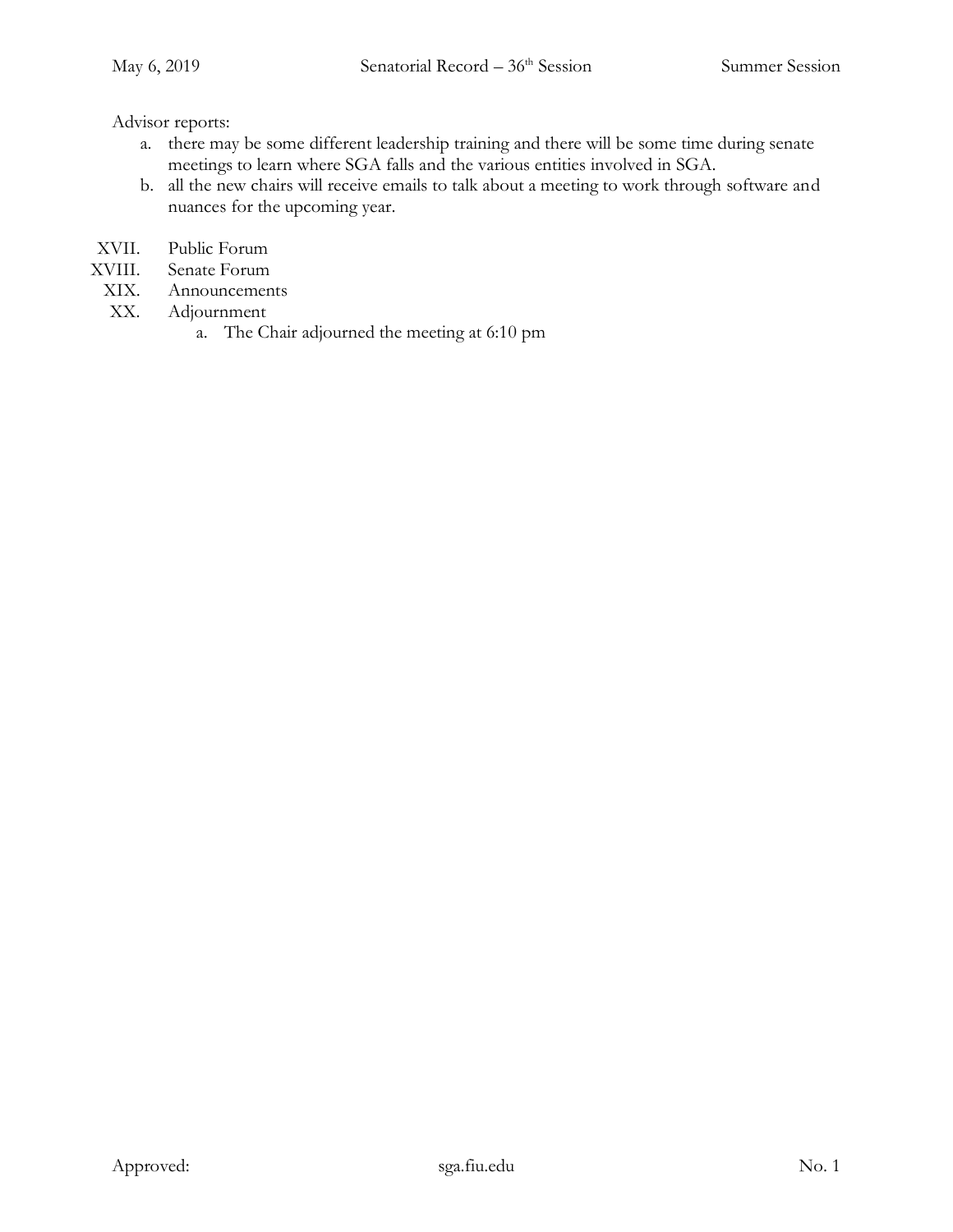Advisor reports:

a. there may be some different leadership training and there will be some time during senate meetings to learn where SGA falls and the various entities involved in SGA.
b. all the new chairs will receive emails to talk about a meeting to work through software and nuances for the upcoming year.

XVII. Public Forum

XVIII. Senate Forum

XIX. Announcements

XX. Adjournment

a. The Chair adjourned the meeting at 6:10 pm

Approved: